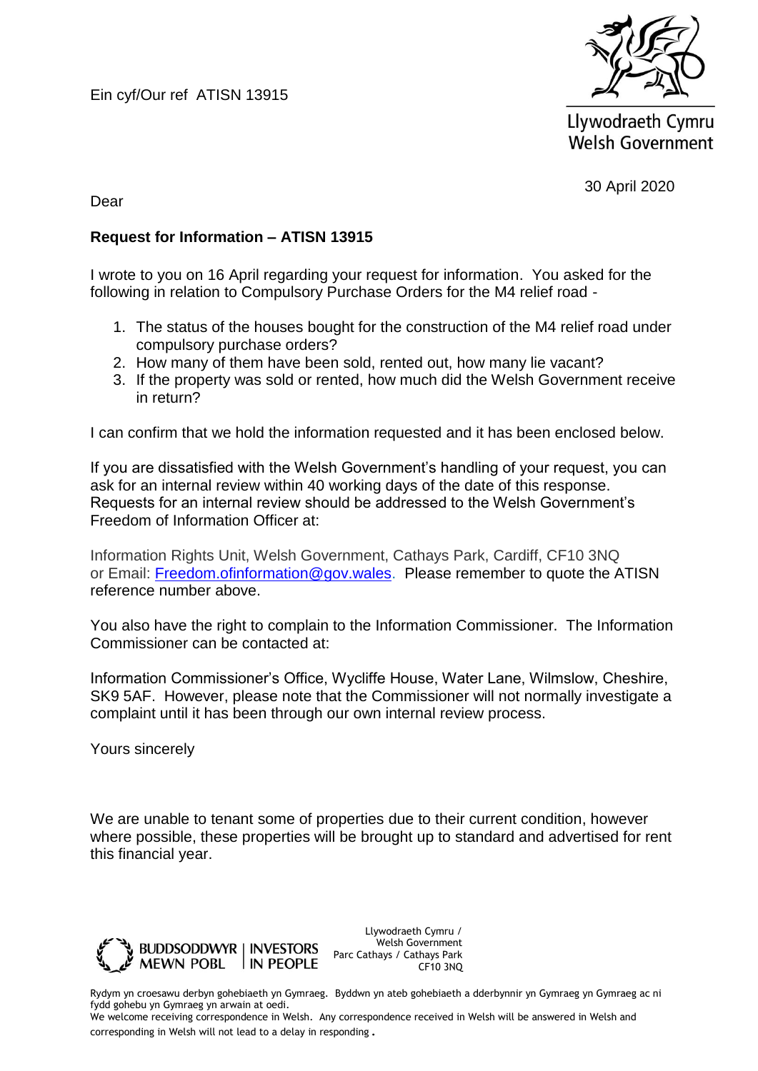Ein cyf/Our ref ATISN 13915

Llywodraeth Cymru
Welsh Government

30 April 2020

Dear

**Request for Information – ATISN 13915**

I wrote to you on 16 April regarding your request for information. You asked for the following in relation to Compulsory Purchase Orders for the M4 relief road -

1. The status of the houses bought for the construction of the M4 relief road under compulsory purchase orders?
2. How many of them have been sold, rented out, how many lie vacant?
3. If the property was sold or rented, how much did the Welsh Government receive in return?

I can confirm that we hold the information requested and it has been enclosed below.

If you are dissatisfied with the Welsh Government's handling of your request, you can ask for an internal review within 40 working days of the date of this response. Requests for an internal review should be addressed to the Welsh Government's Freedom of Information Officer at:

Information Rights Unit, Welsh Government, Cathays Park, Cardiff, CF10 3NQ
or Email: Freedom.ofinformation@gov.wales. Please remember to quote the ATISN reference number above.

You also have the right to complain to the Information Commissioner. The Information Commissioner can be contacted at:

Information Commissioner's Office, Wycliffe House, Water Lane, Wilmslow, Cheshire, SK9 5AF. However, please note that the Commissioner will not normally investigate a complaint until it has been through our own internal review process.

Yours sincerely

We are unable to tenant some of properties due to their current condition, however where possible, these properties will be brought up to standard and advertised for rent this financial year.

BUDDSODDWYR MEWN POBL | INVESTORS IN PEOPLE

Llywodraeth Cymru / Welsh Government
Parc Cathays / Cathays Park
CF10 3NQ

Rydym yn croesawu derbyn gohebiaeth yn Gymraeg. Byddwn yn ateb gohebiaeth a dderbynnir yn Gymraeg yn Gymraeg ac ni fydd gohebu yn Gymraeg yn arwain at oedi.
We welcome receiving correspondence in Welsh. Any correspondence received in Welsh will be answered in Welsh and corresponding in Welsh will not lead to a delay in responding.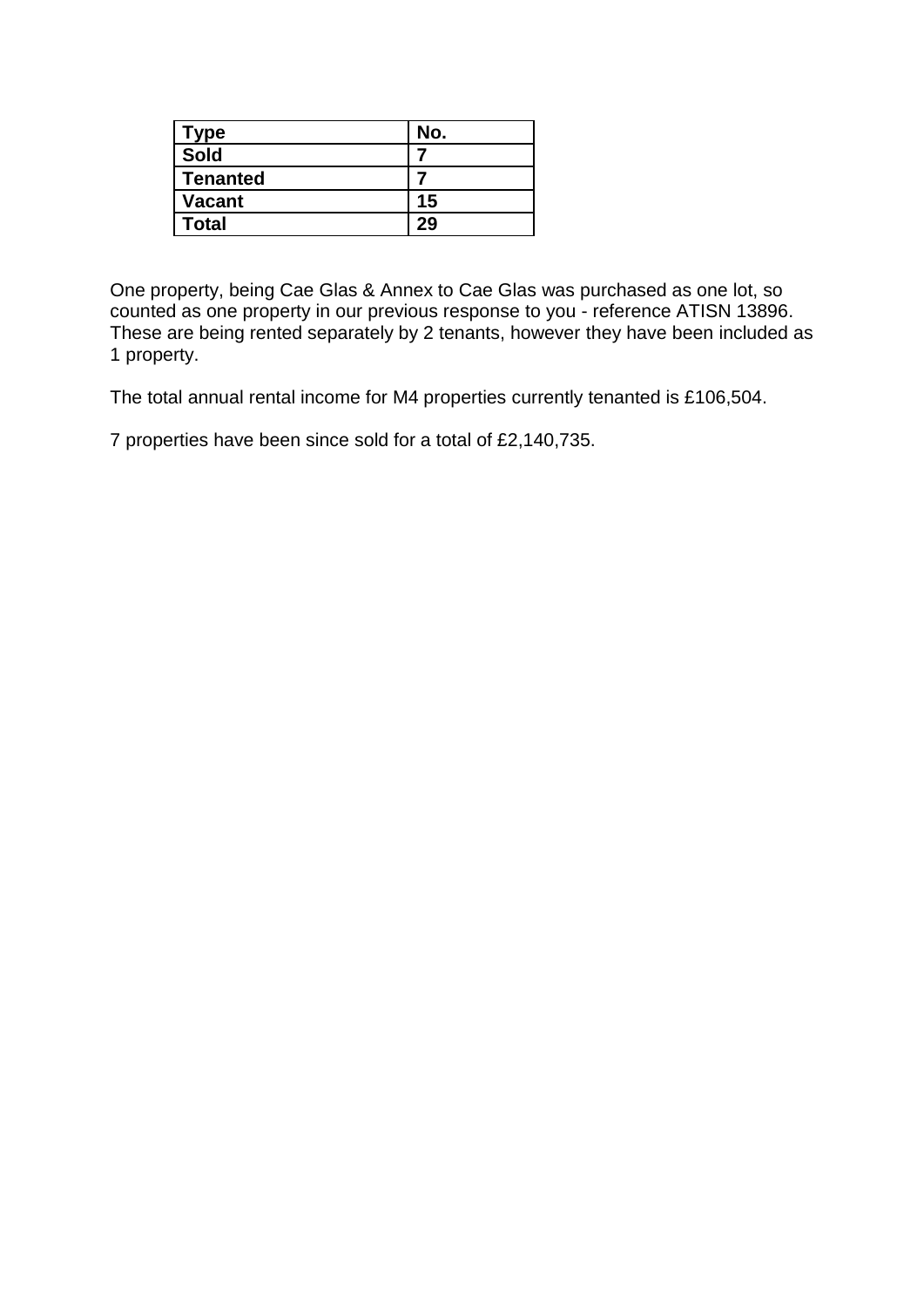| Type | No. |
| --- | --- |
| Sold | 7 |
| Tenanted | 7 |
| Vacant | 15 |
| Total | 29 |

One property, being Cae Glas & Annex to Cae Glas was purchased as one lot, so counted as one property in our previous response to you - reference ATISN 13896. These are being rented separately by 2 tenants, however they have been included as 1 property.

The total annual rental income for M4 properties currently tenanted is £106,504.

7 properties have been since sold for a total of £2,140,735.